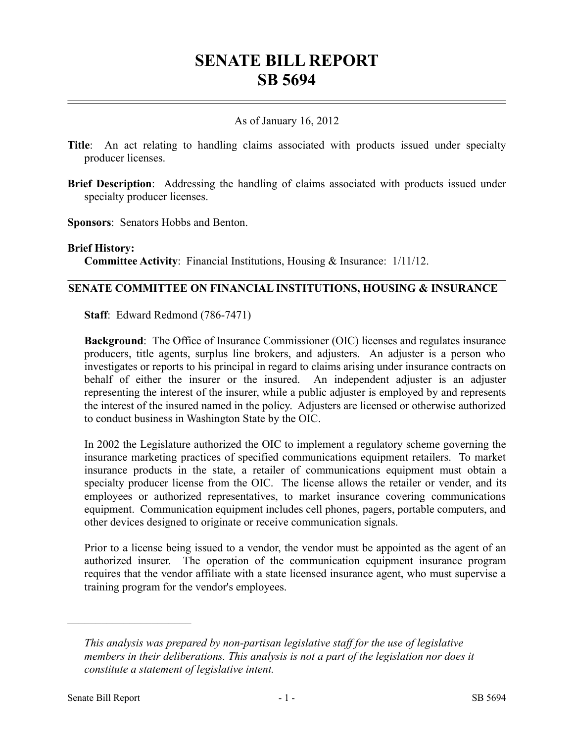# SENATE BILL REPORT
# SB 5694

As of January 16, 2012

**Title**: An act relating to handling claims associated with products issued under specialty producer licenses.

**Brief Description**: Addressing the handling of claims associated with products issued under specialty producer licenses.

**Sponsors**: Senators Hobbs and Benton.

**Brief History:**

**Committee Activity**: Financial Institutions, Housing & Insurance: 1/11/12.

## SENATE COMMITTEE ON FINANCIAL INSTITUTIONS, HOUSING & INSURANCE

**Staff**: Edward Redmond (786-7471)

**Background**: The Office of Insurance Commissioner (OIC) licenses and regulates insurance producers, title agents, surplus line brokers, and adjusters. An adjuster is a person who investigates or reports to his principal in regard to claims arising under insurance contracts on behalf of either the insurer or the insured. An independent adjuster is an adjuster representing the interest of the insurer, while a public adjuster is employed by and represents the interest of the insured named in the policy. Adjusters are licensed or otherwise authorized to conduct business in Washington State by the OIC.

In 2002 the Legislature authorized the OIC to implement a regulatory scheme governing the insurance marketing practices of specified communications equipment retailers. To market insurance products in the state, a retailer of communications equipment must obtain a specialty producer license from the OIC. The license allows the retailer or vender, and its employees or authorized representatives, to market insurance covering communications equipment. Communication equipment includes cell phones, pagers, portable computers, and other devices designed to originate or receive communication signals.

Prior to a license being issued to a vendor, the vendor must be appointed as the agent of an authorized insurer. The operation of the communication equipment insurance program requires that the vendor affiliate with a state licensed insurance agent, who must supervise a training program for the vendor's employees.

---

*This analysis was prepared by non-partisan legislative staff for the use of legislative members in their deliberations. This analysis is not a part of the legislation nor does it constitute a statement of legislative intent.*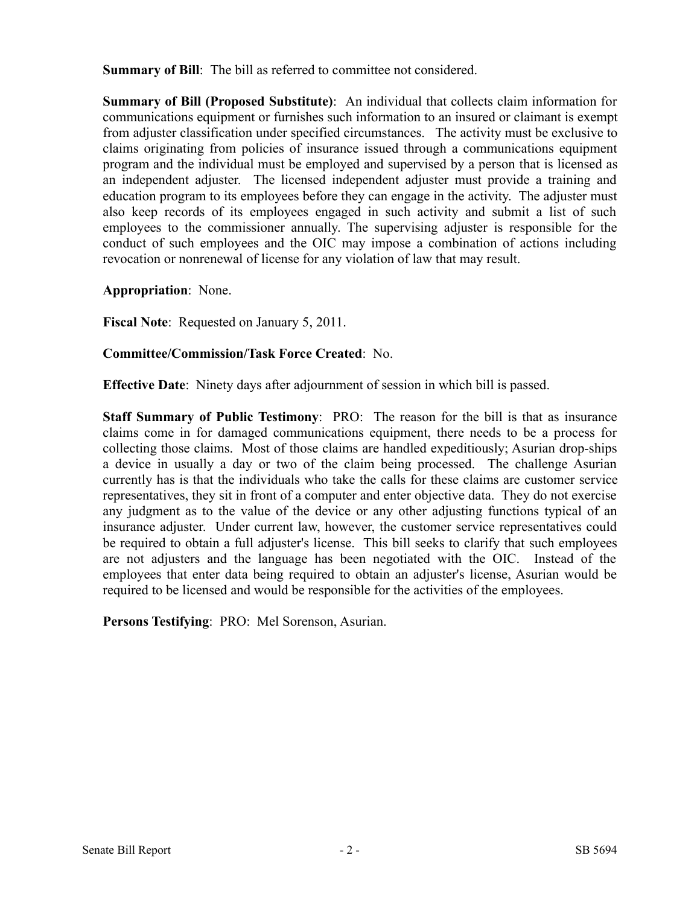**Summary of Bill**: The bill as referred to committee not considered.

**Summary of Bill (Proposed Substitute)**: An individual that collects claim information for communications equipment or furnishes such information to an insured or claimant is exempt from adjuster classification under specified circumstances. The activity must be exclusive to claims originating from policies of insurance issued through a communications equipment program and the individual must be employed and supervised by a person that is licensed as an independent adjuster. The licensed independent adjuster must provide a training and education program to its employees before they can engage in the activity. The adjuster must also keep records of its employees engaged in such activity and submit a list of such employees to the commissioner annually. The supervising adjuster is responsible for the conduct of such employees and the OIC may impose a combination of actions including revocation or nonrenewal of license for any violation of law that may result.

**Appropriation**: None.

**Fiscal Note**: Requested on January 5, 2011.

**Committee/Commission/Task Force Created**: No.

**Effective Date**: Ninety days after adjournment of session in which bill is passed.

**Staff Summary of Public Testimony**: PRO: The reason for the bill is that as insurance claims come in for damaged communications equipment, there needs to be a process for collecting those claims. Most of those claims are handled expeditiously; Asurian drop-ships a device in usually a day or two of the claim being processed. The challenge Asurian currently has is that the individuals who take the calls for these claims are customer service representatives, they sit in front of a computer and enter objective data. They do not exercise any judgment as to the value of the device or any other adjusting functions typical of an insurance adjuster. Under current law, however, the customer service representatives could be required to obtain a full adjuster's license. This bill seeks to clarify that such employees are not adjusters and the language has been negotiated with the OIC. Instead of the employees that enter data being required to obtain an adjuster's license, Asurian would be required to be licensed and would be responsible for the activities of the employees.

**Persons Testifying**: PRO: Mel Sorenson, Asurian.